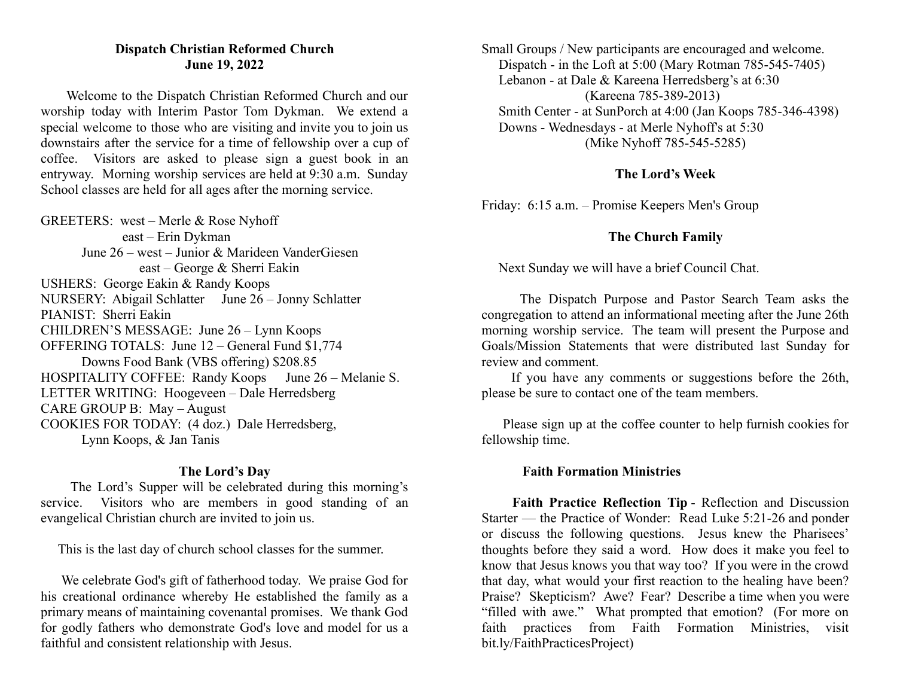**Dispatch Christian Reformed Church**
**June 19, 2022**

Welcome to the Dispatch Christian Reformed Church and our worship today with Interim Pastor Tom Dykman. We extend a special welcome to those who are visiting and invite you to join us downstairs after the service for a time of fellowship over a cup of coffee. Visitors are asked to please sign a guest book in an entryway. Morning worship services are held at 9:30 a.m. Sunday School classes are held for all ages after the morning service.

GREETERS: west – Merle & Rose Nyhoff
east – Erin Dykman
June 26 – west – Junior & Marideen VanderGiesen
east – George & Sherri Eakin
USHERS: George Eakin & Randy Koops
NURSERY: Abigail Schlatter June 26 – Jonny Schlatter
PIANIST: Sherri Eakin
CHILDREN'S MESSAGE: June 26 – Lynn Koops
OFFERING TOTALS: June 12 – General Fund $1,774
Downs Food Bank (VBS offering) $208.85
HOSPITALITY COFFEE: Randy Koops June 26 – Melanie S.
LETTER WRITING: Hoogeveen – Dale Herredsberg
CARE GROUP B: May – August
COOKIES FOR TODAY: (4 doz.) Dale Herredsberg, Lynn Koops, & Jan Tanis

**The Lord's Day**

The Lord's Supper will be celebrated during this morning's service. Visitors who are members in good standing of an evangelical Christian church are invited to join us.

This is the last day of church school classes for the summer.

We celebrate God's gift of fatherhood today. We praise God for his creational ordinance whereby He established the family as a primary means of maintaining covenantal promises. We thank God for godly fathers who demonstrate God's love and model for us a faithful and consistent relationship with Jesus.

Small Groups / New participants are encouraged and welcome.
Dispatch - in the Loft at 5:00 (Mary Rotman 785-545-7405)
Lebanon - at Dale & Kareena Herredsberg's at 6:30 (Kareena 785-389-2013)
Smith Center - at SunPorch at 4:00 (Jan Koops 785-346-4398)
Downs - Wednesdays - at Merle Nyhoff's at 5:30 (Mike Nyhoff 785-545-5285)

**The Lord's Week**

Friday: 6:15 a.m. – Promise Keepers Men's Group

**The Church Family**

Next Sunday we will have a brief Council Chat.

The Dispatch Purpose and Pastor Search Team asks the congregation to attend an informational meeting after the June 26th morning worship service. The team will present the Purpose and Goals/Mission Statements that were distributed last Sunday for review and comment.

If you have any comments or suggestions before the 26th, please be sure to contact one of the team members.

Please sign up at the coffee counter to help furnish cookies for fellowship time.

**Faith Formation Ministries**

**Faith Practice Reflection Tip** - Reflection and Discussion Starter — the Practice of Wonder: Read Luke 5:21-26 and ponder or discuss the following questions. Jesus knew the Pharisees' thoughts before they said a word. How does it make you feel to know that Jesus knows you that way too? If you were in the crowd that day, what would your first reaction to the healing have been? Praise? Skepticism? Awe? Fear? Describe a time when you were "filled with awe." What prompted that emotion? (For more on faith practices from Faith Formation Ministries, visit bit.ly/FaithPracticesProject)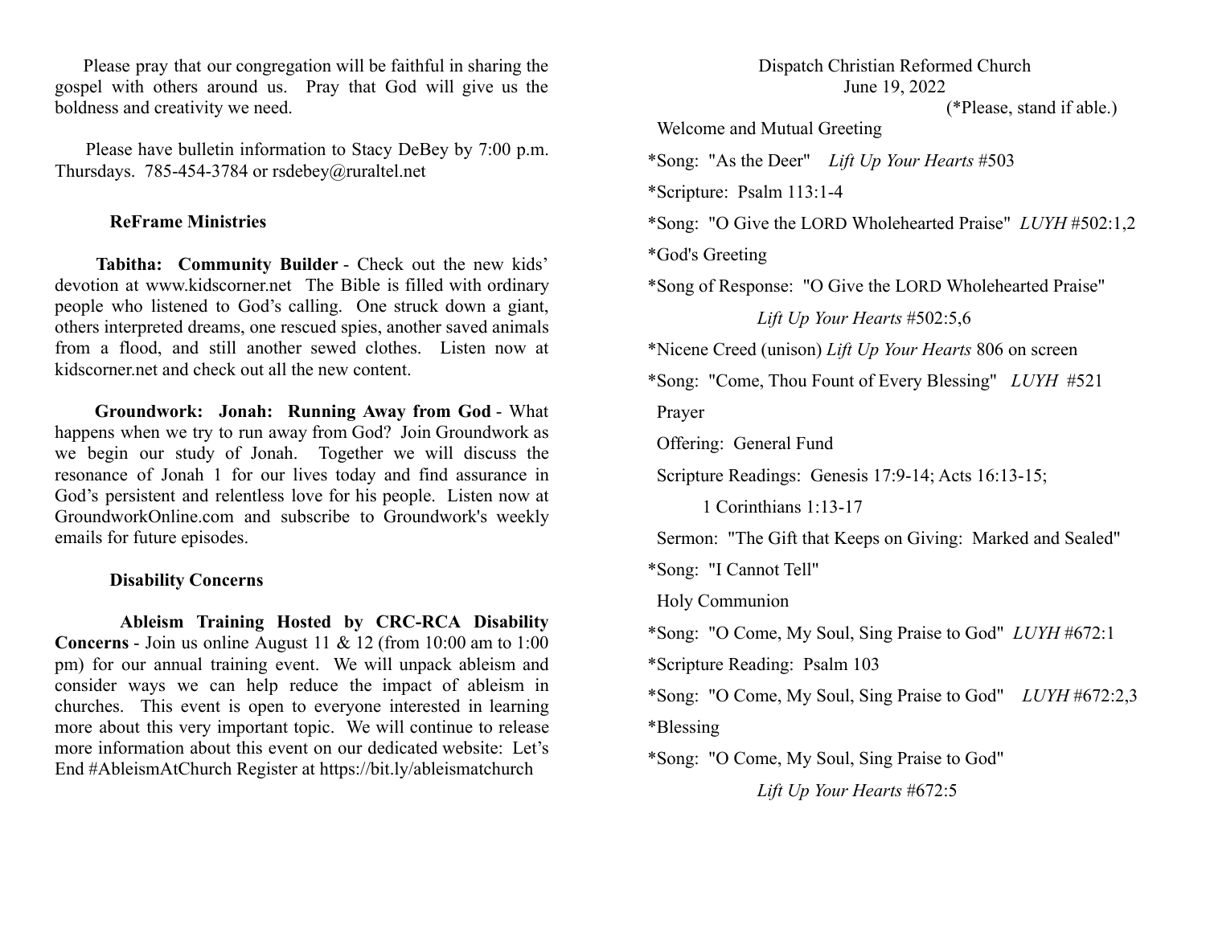Please pray that our congregation will be faithful in sharing the gospel with others around us. Pray that God will give us the boldness and creativity we need.

Please have bulletin information to Stacy DeBey by 7:00 p.m. Thursdays. 785-454-3784 or rsdebey@ruraltel.net

**ReFrame Ministries**

**Tabitha: Community Builder** - Check out the new kids' devotion at www.kidscorner.net The Bible is filled with ordinary people who listened to God's calling. One struck down a giant, others interpreted dreams, one rescued spies, another saved animals from a flood, and still another sewed clothes. Listen now at kidscorner.net and check out all the new content.

**Groundwork: Jonah: Running Away from God** - What happens when we try to run away from God? Join Groundwork as we begin our study of Jonah. Together we will discuss the resonance of Jonah 1 for our lives today and find assurance in God's persistent and relentless love for his people. Listen now at GroundworkOnline.com and subscribe to Groundwork's weekly emails for future episodes.

**Disability Concerns**

**Ableism Training Hosted by CRC-RCA Disability Concerns** - Join us online August 11 & 12 (from 10:00 am to 1:00 pm) for our annual training event. We will unpack ableism and consider ways we can help reduce the impact of ableism in churches. This event is open to everyone interested in learning more about this very important topic. We will continue to release more information about this event on our dedicated website: Let's End #AbleismAtChurch Register at https://bit.ly/ableismatchurch

Dispatch Christian Reformed Church
June 19, 2022

(*Please, stand if able.)

Welcome and Mutual Greeting

*Song: "As the Deer" *Lift Up Your Hearts* #503

*Scripture: Psalm 113:1-4

*Song: "O Give the LORD Wholehearted Praise" *LUYH* #502:1,2

*God's Greeting

*Song of Response: "O Give the LORD Wholehearted Praise" *Lift Up Your Hearts* #502:5,6

*Nicene Creed (unison) *Lift Up Your Hearts* 806 on screen

*Song: "Come, Thou Fount of Every Blessing" *LUYH* #521

Prayer

Offering: General Fund

Scripture Readings: Genesis 17:9-14; Acts 16:13-15; 1 Corinthians 1:13-17

Sermon: "The Gift that Keeps on Giving: Marked and Sealed"

*Song: "I Cannot Tell"

Holy Communion

*Song: "O Come, My Soul, Sing Praise to God" *LUYH* #672:1

*Scripture Reading: Psalm 103

*Song: "O Come, My Soul, Sing Praise to God" *LUYH* #672:2,3

*Blessing

*Song: "O Come, My Soul, Sing Praise to God" *Lift Up Your Hearts* #672:5